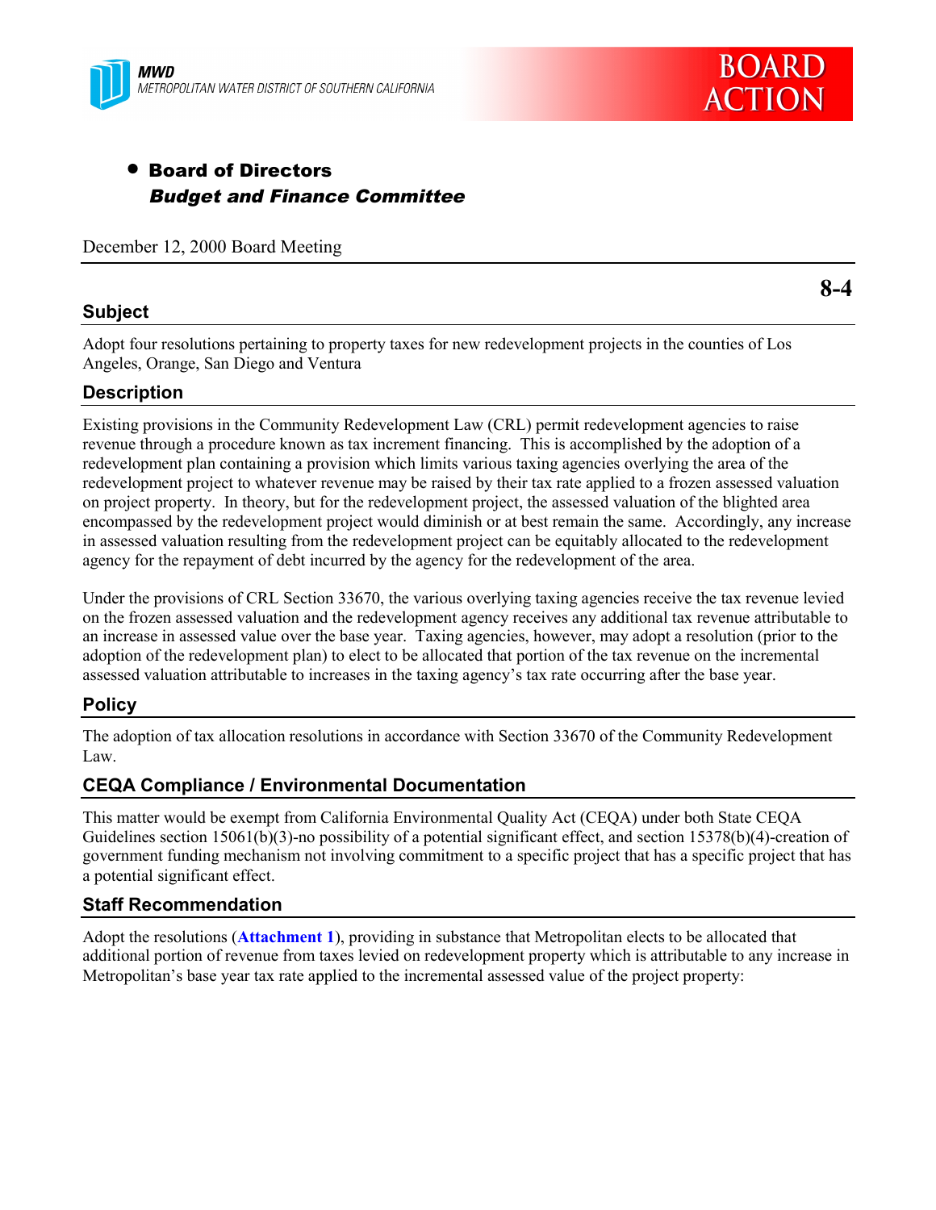MWD
METROPOLITAN WATER DISTRICT OF SOUTHERN CALIFORNIA

**BOARD ACTION**

- **Board of Directors**
  ***Budget and Finance Committee***

December 12, 2000 Board Meeting

**8-4**

## Subject

Adopt four resolutions pertaining to property taxes for new redevelopment projects in the counties of Los Angeles, Orange, San Diego and Ventura

## Description

Existing provisions in the Community Redevelopment Law (CRL) permit redevelopment agencies to raise revenue through a procedure known as tax increment financing. This is accomplished by the adoption of a redevelopment plan containing a provision which limits various taxing agencies overlying the area of the redevelopment project to whatever revenue may be raised by their tax rate applied to a frozen assessed valuation on project property. In theory, but for the redevelopment project, the assessed valuation of the blighted area encompassed by the redevelopment project would diminish or at best remain the same. Accordingly, any increase in assessed valuation resulting from the redevelopment project can be equitably allocated to the redevelopment agency for the repayment of debt incurred by the agency for the redevelopment of the area.

Under the provisions of CRL Section 33670, the various overlying taxing agencies receive the tax revenue levied on the frozen assessed valuation and the redevelopment agency receives any additional tax revenue attributable to an increase in assessed value over the base year. Taxing agencies, however, may adopt a resolution (prior to the adoption of the redevelopment plan) to elect to be allocated that portion of the tax revenue on the incremental assessed valuation attributable to increases in the taxing agency's tax rate occurring after the base year.

## Policy

The adoption of tax allocation resolutions in accordance with Section 33670 of the Community Redevelopment Law.

## CEQA Compliance / Environmental Documentation

This matter would be exempt from California Environmental Quality Act (CEQA) under both State CEQA Guidelines section 15061(b)(3)-no possibility of a potential significant effect, and section 15378(b)(4)-creation of government funding mechanism not involving commitment to a specific project that has a specific project that has a potential significant effect.

## Staff Recommendation

Adopt the resolutions (**Attachment 1**), providing in substance that Metropolitan elects to be allocated that additional portion of revenue from taxes levied on redevelopment property which is attributable to any increase in Metropolitan's base year tax rate applied to the incremental assessed value of the project property: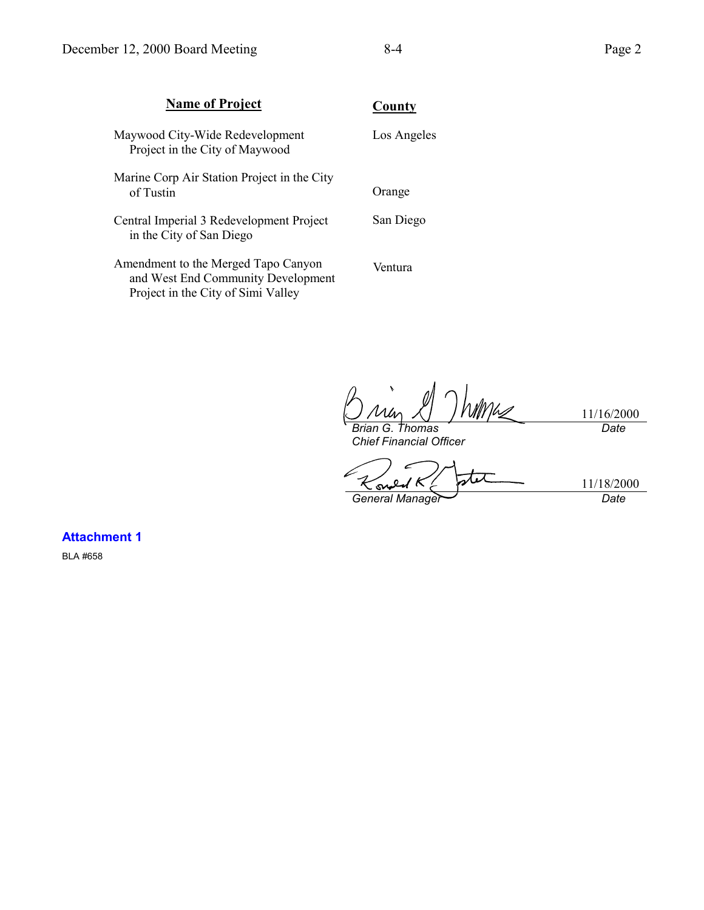| Name of Project | County |
| --- | --- |
| Maywood City-Wide Redevelopment Project in the City of Maywood | Los Angeles |
| Marine Corp Air Station Project in the City of Tustin | Orange |
| Central Imperial 3 Redevelopment Project in the City of San Diego | San Diego |
| Amendment to the Merged Tapo Canyon and West End Community Development Project in the City of Simi Valley | Ventura |

*Brian G. Thomas*
*Chief Financial Officer*
11/16/2000
*Date*

*General Manager*
11/18/2000
*Date*

**Attachment 1**

BLA #658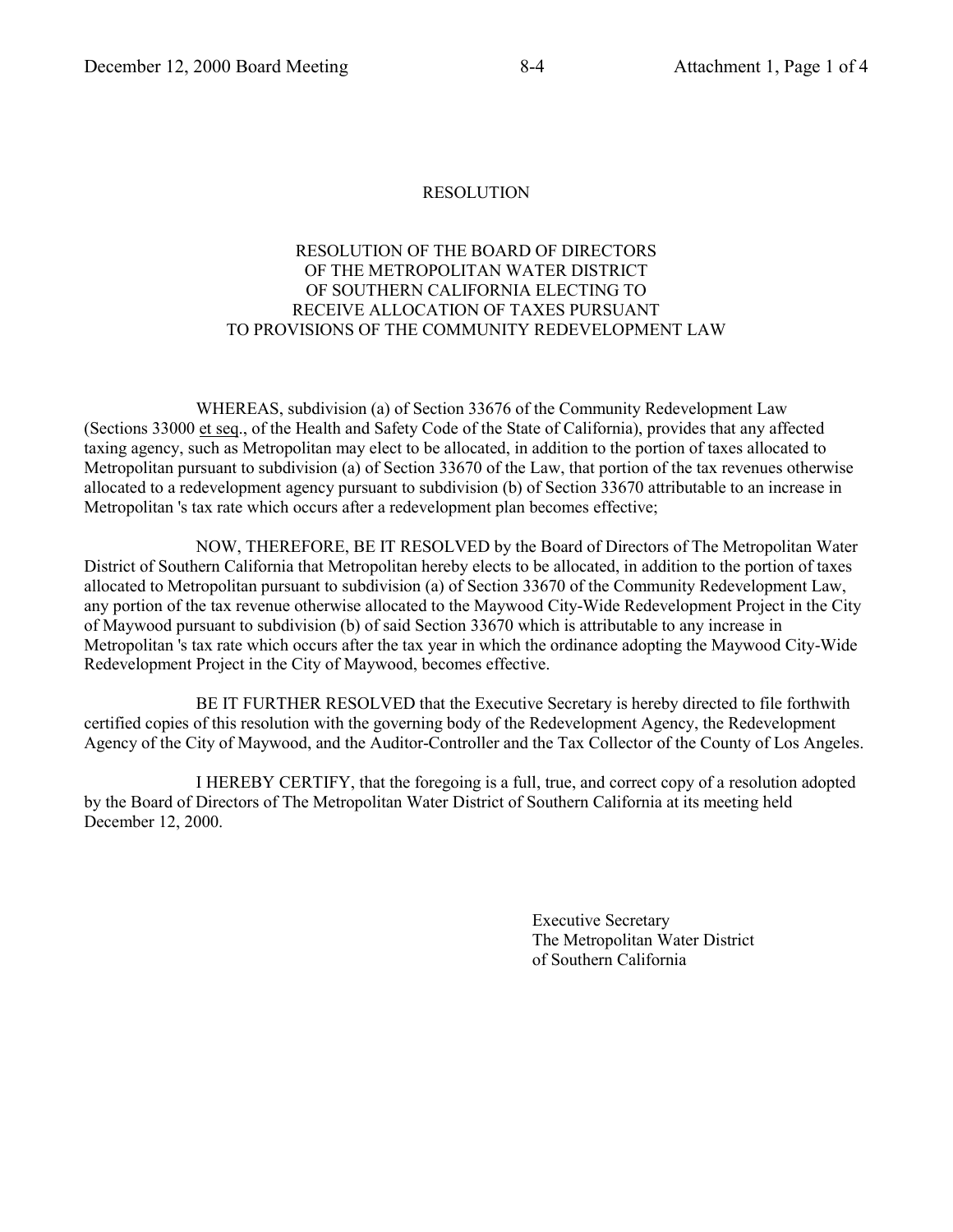# RESOLUTION

## RESOLUTION OF THE BOARD OF DIRECTORS OF THE METROPOLITAN WATER DISTRICT OF SOUTHERN CALIFORNIA ELECTING TO RECEIVE ALLOCATION OF TAXES PURSUANT TO PROVISIONS OF THE COMMUNITY REDEVELOPMENT LAW

WHEREAS, subdivision (a) of Section 33676 of the Community Redevelopment Law (Sections 33000 et seq., of the Health and Safety Code of the State of California), provides that any affected taxing agency, such as Metropolitan may elect to be allocated, in addition to the portion of taxes allocated to Metropolitan pursuant to subdivision (a) of Section 33670 of the Law, that portion of the tax revenues otherwise allocated to a redevelopment agency pursuant to subdivision (b) of Section 33670 attributable to an increase in Metropolitan 's tax rate which occurs after a redevelopment plan becomes effective;

NOW, THEREFORE, BE IT RESOLVED by the Board of Directors of The Metropolitan Water District of Southern California that Metropolitan hereby elects to be allocated, in addition to the portion of taxes allocated to Metropolitan pursuant to subdivision (a) of Section 33670 of the Community Redevelopment Law, any portion of the tax revenue otherwise allocated to the Maywood City-Wide Redevelopment Project in the City of Maywood pursuant to subdivision (b) of said Section 33670 which is attributable to any increase in Metropolitan 's tax rate which occurs after the tax year in which the ordinance adopting the Maywood City-Wide Redevelopment Project in the City of Maywood, becomes effective.

BE IT FURTHER RESOLVED that the Executive Secretary is hereby directed to file forthwith certified copies of this resolution with the governing body of the Redevelopment Agency, the Redevelopment Agency of the City of Maywood, and the Auditor-Controller and the Tax Collector of the County of Los Angeles.

I HEREBY CERTIFY, that the foregoing is a full, true, and correct copy of a resolution adopted by the Board of Directors of The Metropolitan Water District of Southern California at its meeting held December 12, 2000.

Executive Secretary
The Metropolitan Water District
of Southern California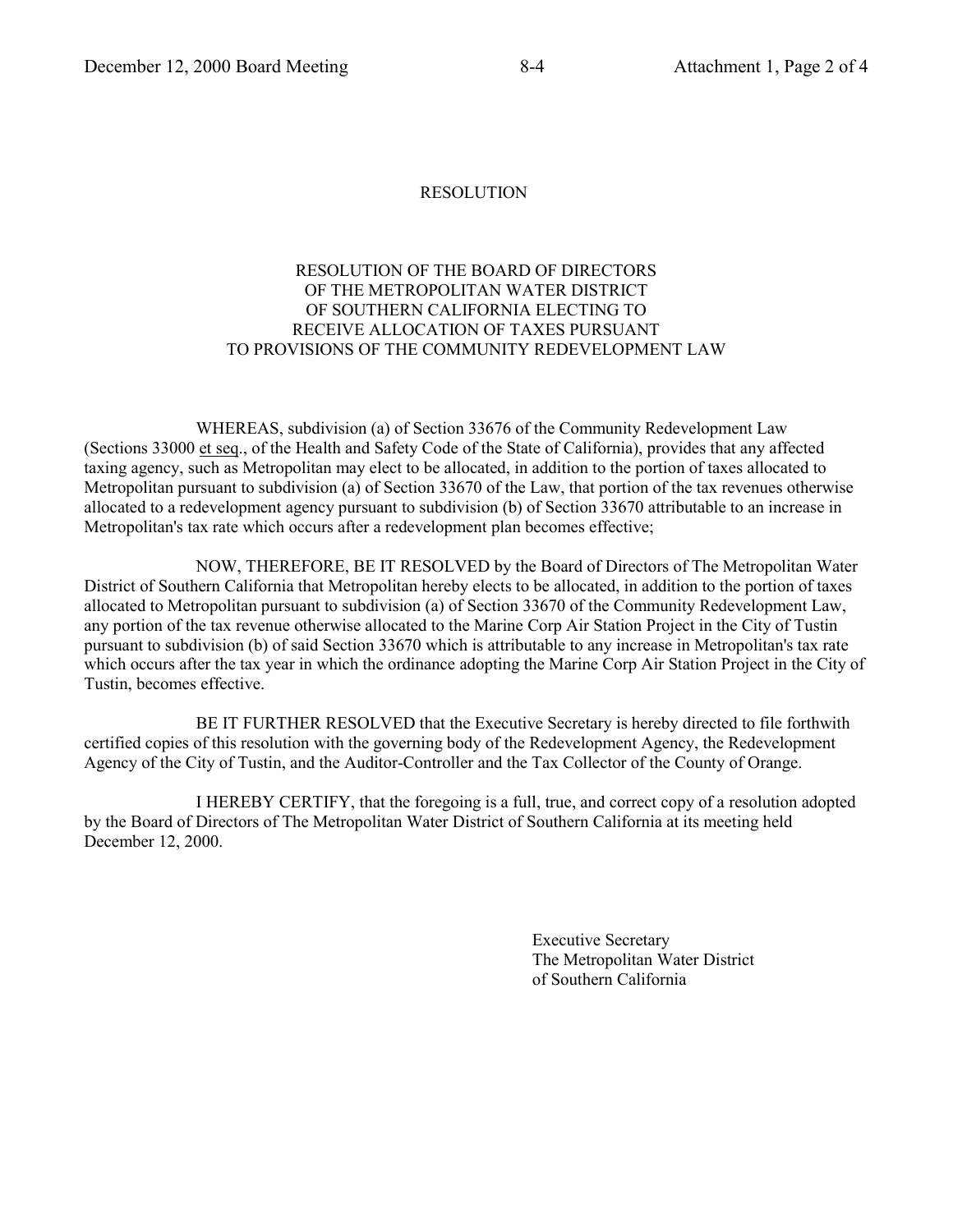RESOLUTION

RESOLUTION OF THE BOARD OF DIRECTORS
OF THE METROPOLITAN WATER DISTRICT
OF SOUTHERN CALIFORNIA ELECTING TO
RECEIVE ALLOCATION OF TAXES PURSUANT
TO PROVISIONS OF THE COMMUNITY REDEVELOPMENT LAW

WHEREAS, subdivision (a) of Section 33676 of the Community Redevelopment Law (Sections 33000 et seq., of the Health and Safety Code of the State of California), provides that any affected taxing agency, such as Metropolitan may elect to be allocated, in addition to the portion of taxes allocated to Metropolitan pursuant to subdivision (a) of Section 33670 of the Law, that portion of the tax revenues otherwise allocated to a redevelopment agency pursuant to subdivision (b) of Section 33670 attributable to an increase in Metropolitan's tax rate which occurs after a redevelopment plan becomes effective;

NOW, THEREFORE, BE IT RESOLVED by the Board of Directors of The Metropolitan Water District of Southern California that Metropolitan hereby elects to be allocated, in addition to the portion of taxes allocated to Metropolitan pursuant to subdivision (a) of Section 33670 of the Community Redevelopment Law, any portion of the tax revenue otherwise allocated to the Marine Corp Air Station Project in the City of Tustin pursuant to subdivision (b) of said Section 33670 which is attributable to any increase in Metropolitan's tax rate which occurs after the tax year in which the ordinance adopting the Marine Corp Air Station Project in the City of Tustin, becomes effective.

BE IT FURTHER RESOLVED that the Executive Secretary is hereby directed to file forthwith certified copies of this resolution with the governing body of the Redevelopment Agency, the Redevelopment Agency of the City of Tustin, and the Auditor-Controller and the Tax Collector of the County of Orange.

I HEREBY CERTIFY, that the foregoing is a full, true, and correct copy of a resolution adopted by the Board of Directors of The Metropolitan Water District of Southern California at its meeting held December 12, 2000.

Executive Secretary
The Metropolitan Water District
of Southern California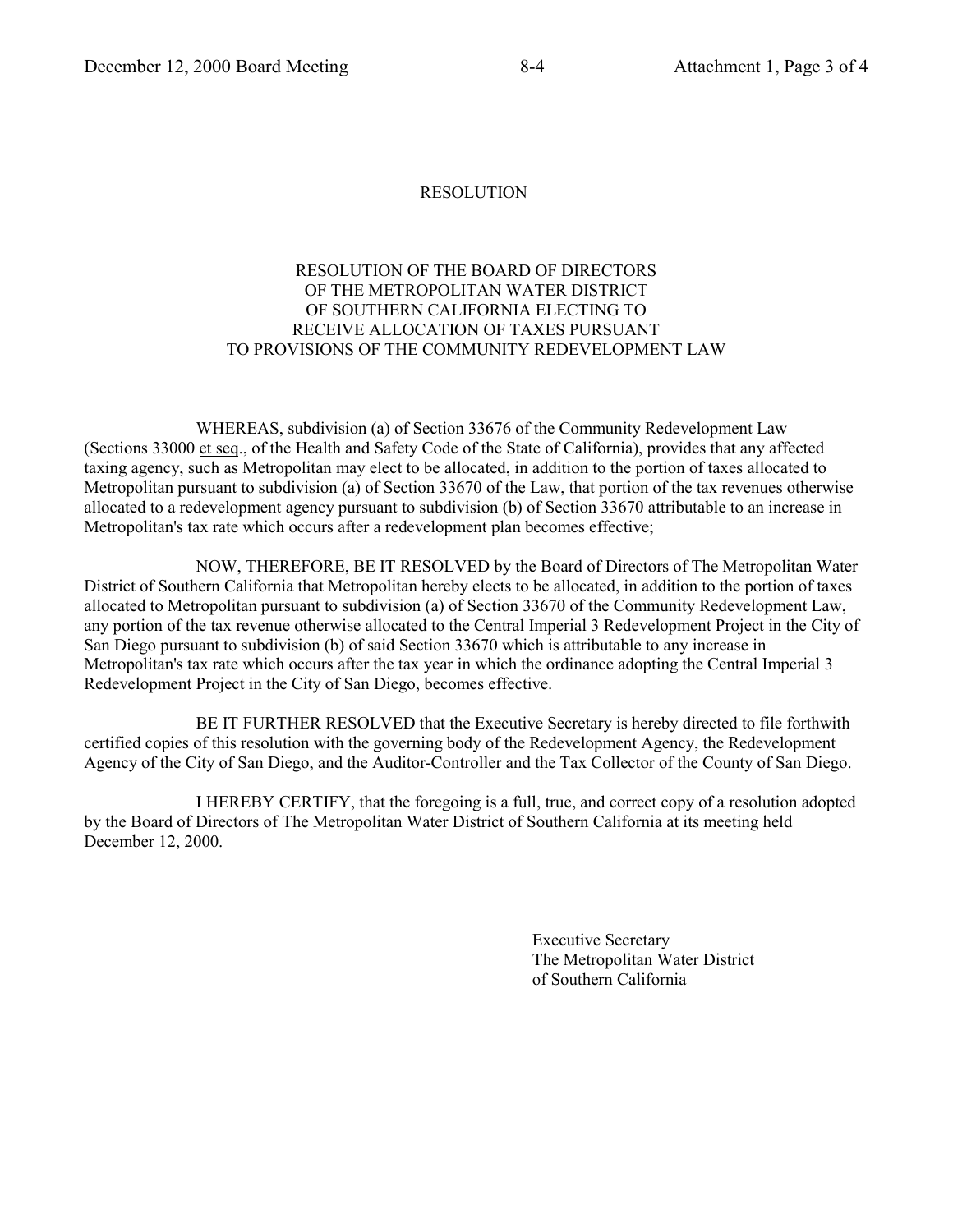# RESOLUTION

## RESOLUTION OF THE BOARD OF DIRECTORS OF THE METROPOLITAN WATER DISTRICT OF SOUTHERN CALIFORNIA ELECTING TO RECEIVE ALLOCATION OF TAXES PURSUANT TO PROVISIONS OF THE COMMUNITY REDEVELOPMENT LAW

WHEREAS, subdivision (a) of Section 33676 of the Community Redevelopment Law (Sections 33000 et seq., of the Health and Safety Code of the State of California), provides that any affected taxing agency, such as Metropolitan may elect to be allocated, in addition to the portion of taxes allocated to Metropolitan pursuant to subdivision (a) of Section 33670 of the Law, that portion of the tax revenues otherwise allocated to a redevelopment agency pursuant to subdivision (b) of Section 33670 attributable to an increase in Metropolitan's tax rate which occurs after a redevelopment plan becomes effective;

NOW, THEREFORE, BE IT RESOLVED by the Board of Directors of The Metropolitan Water District of Southern California that Metropolitan hereby elects to be allocated, in addition to the portion of taxes allocated to Metropolitan pursuant to subdivision (a) of Section 33670 of the Community Redevelopment Law, any portion of the tax revenue otherwise allocated to the Central Imperial 3 Redevelopment Project in the City of San Diego pursuant to subdivision (b) of said Section 33670 which is attributable to any increase in Metropolitan's tax rate which occurs after the tax year in which the ordinance adopting the Central Imperial 3 Redevelopment Project in the City of San Diego, becomes effective.

BE IT FURTHER RESOLVED that the Executive Secretary is hereby directed to file forthwith certified copies of this resolution with the governing body of the Redevelopment Agency, the Redevelopment Agency of the City of San Diego, and the Auditor-Controller and the Tax Collector of the County of San Diego.

I HEREBY CERTIFY, that the foregoing is a full, true, and correct copy of a resolution adopted by the Board of Directors of The Metropolitan Water District of Southern California at its meeting held December 12, 2000.

Executive Secretary
The Metropolitan Water District
of Southern California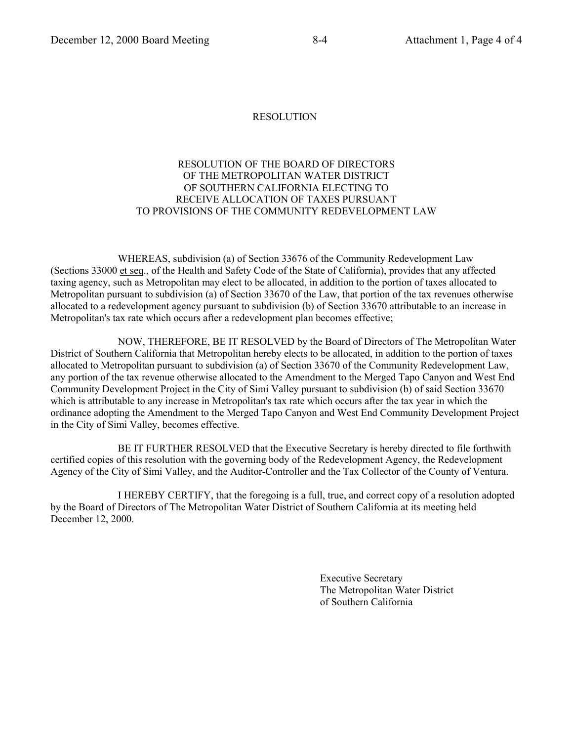# RESOLUTION

## RESOLUTION OF THE BOARD OF DIRECTORS OF THE METROPOLITAN WATER DISTRICT OF SOUTHERN CALIFORNIA ELECTING TO RECEIVE ALLOCATION OF TAXES PURSUANT TO PROVISIONS OF THE COMMUNITY REDEVELOPMENT LAW

WHEREAS, subdivision (a) of Section 33676 of the Community Redevelopment Law (Sections 33000 et seq., of the Health and Safety Code of the State of California), provides that any affected taxing agency, such as Metropolitan may elect to be allocated, in addition to the portion of taxes allocated to Metropolitan pursuant to subdivision (a) of Section 33670 of the Law, that portion of the tax revenues otherwise allocated to a redevelopment agency pursuant to subdivision (b) of Section 33670 attributable to an increase in Metropolitan's tax rate which occurs after a redevelopment plan becomes effective;

NOW, THEREFORE, BE IT RESOLVED by the Board of Directors of The Metropolitan Water District of Southern California that Metropolitan hereby elects to be allocated, in addition to the portion of taxes allocated to Metropolitan pursuant to subdivision (a) of Section 33670 of the Community Redevelopment Law, any portion of the tax revenue otherwise allocated to the Amendment to the Merged Tapo Canyon and West End Community Development Project in the City of Simi Valley pursuant to subdivision (b) of said Section 33670 which is attributable to any increase in Metropolitan's tax rate which occurs after the tax year in which the ordinance adopting the Amendment to the Merged Tapo Canyon and West End Community Development Project in the City of Simi Valley, becomes effective.

BE IT FURTHER RESOLVED that the Executive Secretary is hereby directed to file forthwith certified copies of this resolution with the governing body of the Redevelopment Agency, the Redevelopment Agency of the City of Simi Valley, and the Auditor-Controller and the Tax Collector of the County of Ventura.

I HEREBY CERTIFY, that the foregoing is a full, true, and correct copy of a resolution adopted by the Board of Directors of The Metropolitan Water District of Southern California at its meeting held December 12, 2000.

Executive Secretary
The Metropolitan Water District
of Southern California